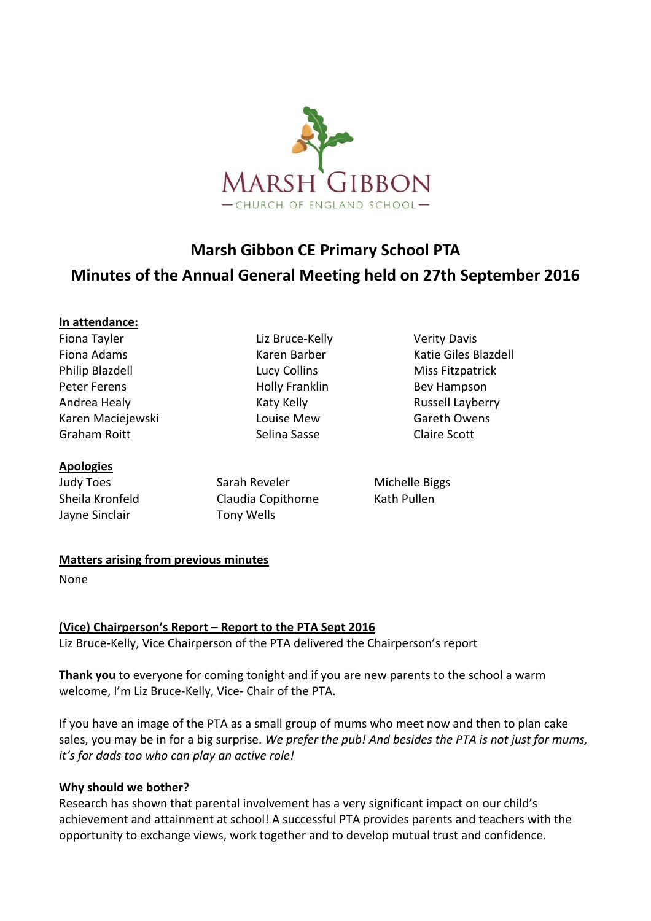MARSH GIBBON
— CHURCH OF ENGLAND SCHOOL —

# Marsh Gibbon CE Primary School PTA
## Minutes of the Annual General Meeting held on 27th September 2016

**In attendance:**

| | | |
|---|---|---|
| Fiona Tayler | Liz Bruce-Kelly | Verity Davis |
| Fiona Adams | Karen Barber | Katie Giles Blazdell |
| Philip Blazdell | Lucy Collins | Miss Fitzpatrick |
| Peter Ferens | Holly Franklin | Bev Hampson |
| Andrea Healy | Katy Kelly | Russell Layberry |
| Karen Maciejewski | Louise Mew | Gareth Owens |
| Graham Roitt | Selina Sasse | Claire Scott |

**Apologies**

| | | |
|---|---|---|
| Judy Toes | Sarah Reveler | Michelle Biggs |
| Sheila Kronfeld | Claudia Copithorne | Kath Pullen |
| Jayne Sinclair | Tony Wells | |

**Matters arising from previous minutes**

None

**(Vice) Chairperson's Report – Report to the PTA Sept 2016**

Liz Bruce-Kelly, Vice Chairperson of the PTA delivered the Chairperson's report

**Thank you** to everyone for coming tonight and if you are new parents to the school a warm welcome, I'm Liz Bruce-Kelly, Vice- Chair of the PTA.

If you have an image of the PTA as a small group of mums who meet now and then to plan cake sales, you may be in for a big surprise. *We prefer the pub! And besides the PTA is not just for mums, it's for dads too who can play an active role!*

**Why should we bother?**

Research has shown that parental involvement has a very significant impact on our child's achievement and attainment at school! A successful PTA provides parents and teachers with the opportunity to exchange views, work together and to develop mutual trust and confidence.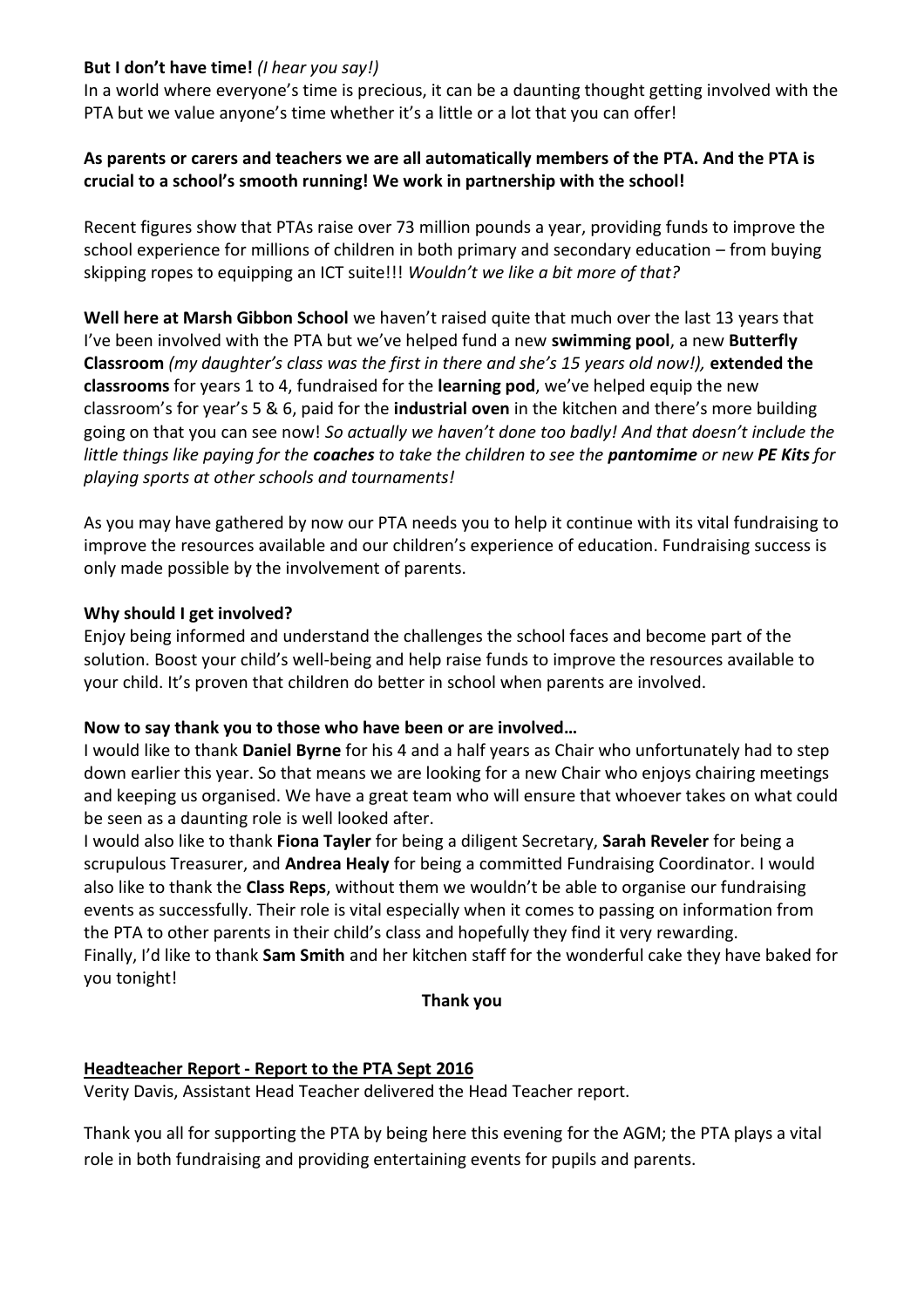**But I don't have time!** *(I hear you say!)*
In a world where everyone's time is precious, it can be a daunting thought getting involved with the PTA but we value anyone's time whether it's a little or a lot that you can offer!

**As parents or carers and teachers we are all automatically members of the PTA. And the PTA is crucial to a school's smooth running! We work in partnership with the school!**

Recent figures show that PTAs raise over 73 million pounds a year, providing funds to improve the school experience for millions of children in both primary and secondary education – from buying skipping ropes to equipping an ICT suite!!! *Wouldn't we like a bit more of that?*

**Well here at Marsh Gibbon School** we haven't raised quite that much over the last 13 years that I've been involved with the PTA but we've helped fund a new **swimming pool**, a new **Butterfly Classroom** *(my daughter's class was the first in there and she's 15 years old now!),* **extended the classrooms** for years 1 to 4, fundraised for the **learning pod**, we've helped equip the new classroom's for year's 5 & 6, paid for the **industrial oven** in the kitchen and there's more building going on that you can see now! *So actually we haven't done too badly! And that doesn't include the little things like paying for the **coaches** to take the children to see the **pantomime** or new **PE Kits** for playing sports at other schools and tournaments!*

As you may have gathered by now our PTA needs you to help it continue with its vital fundraising to improve the resources available and our children's experience of education. Fundraising success is only made possible by the involvement of parents.

**Why should I get involved?**
Enjoy being informed and understand the challenges the school faces and become part of the solution. Boost your child's well-being and help raise funds to improve the resources available to your child. It's proven that children do better in school when parents are involved.

**Now to say thank you to those who have been or are involved…**
I would like to thank **Daniel Byrne** for his 4 and a half years as Chair who unfortunately had to step down earlier this year. So that means we are looking for a new Chair who enjoys chairing meetings and keeping us organised. We have a great team who will ensure that whoever takes on what could be seen as a daunting role is well looked after.
I would also like to thank **Fiona Tayler** for being a diligent Secretary, **Sarah Reveler** for being a scrupulous Treasurer, and **Andrea Healy** for being a committed Fundraising Coordinator. I would also like to thank the **Class Reps**, without them we wouldn't be able to organise our fundraising events as successfully. Their role is vital especially when it comes to passing on information from the PTA to other parents in their child's class and hopefully they find it very rewarding.
Finally, I'd like to thank **Sam Smith** and her kitchen staff for the wonderful cake they have baked for you tonight!

**Thank you**

## Headteacher Report - Report to the PTA Sept 2016

Verity Davis, Assistant Head Teacher delivered the Head Teacher report.

Thank you all for supporting the PTA by being here this evening for the AGM; the PTA plays a vital role in both fundraising and providing entertaining events for pupils and parents.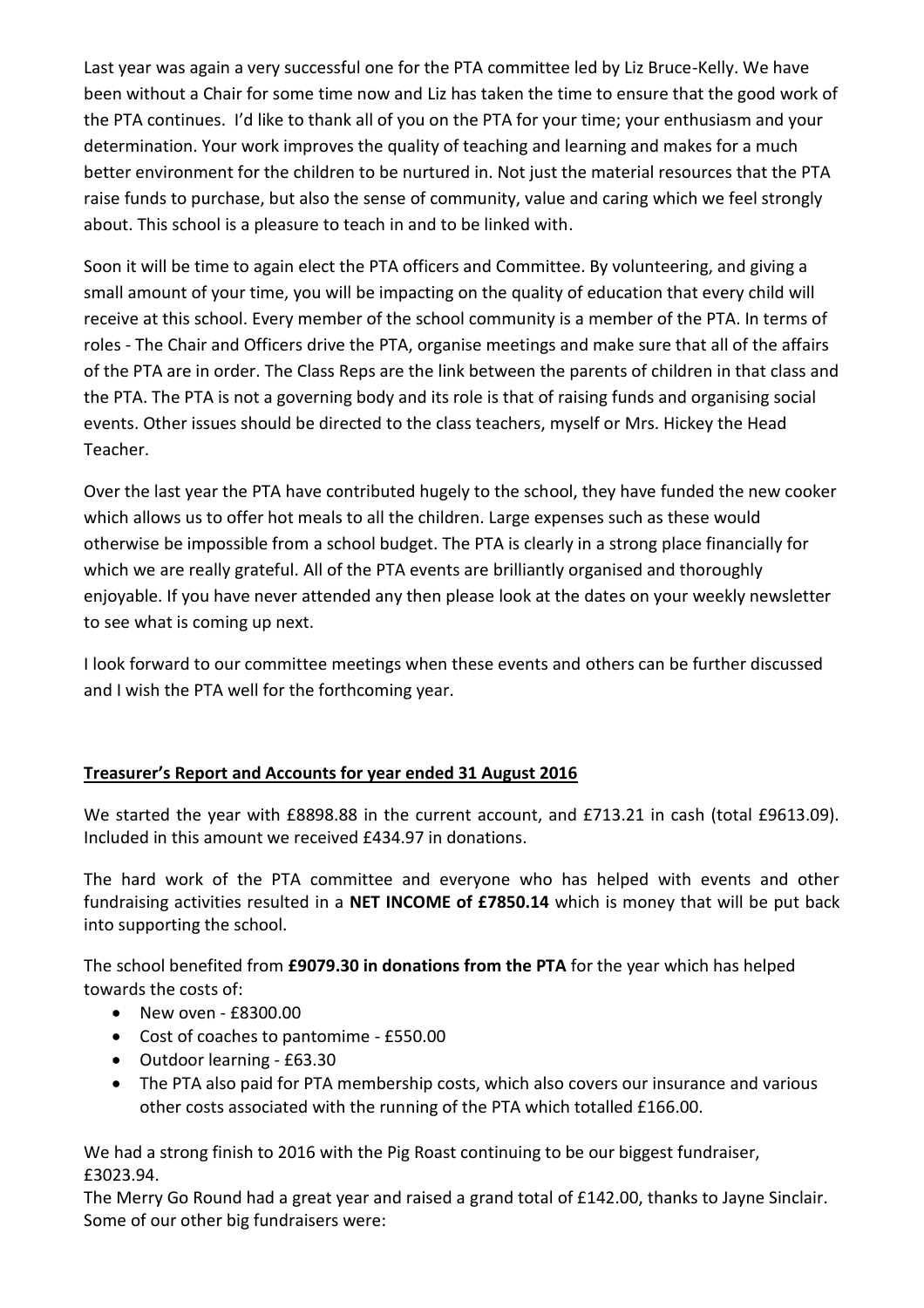Last year was again a very successful one for the PTA committee led by Liz Bruce-Kelly. We have been without a Chair for some time now and Liz has taken the time to ensure that the good work of the PTA continues. I'd like to thank all of you on the PTA for your time; your enthusiasm and your determination. Your work improves the quality of teaching and learning and makes for a much better environment for the children to be nurtured in. Not just the material resources that the PTA raise funds to purchase, but also the sense of community, value and caring which we feel strongly about. This school is a pleasure to teach in and to be linked with.

Soon it will be time to again elect the PTA officers and Committee. By volunteering, and giving a small amount of your time, you will be impacting on the quality of education that every child will receive at this school. Every member of the school community is a member of the PTA. In terms of roles - The Chair and Officers drive the PTA, organise meetings and make sure that all of the affairs of the PTA are in order. The Class Reps are the link between the parents of children in that class and the PTA. The PTA is not a governing body and its role is that of raising funds and organising social events. Other issues should be directed to the class teachers, myself or Mrs. Hickey the Head Teacher.

Over the last year the PTA have contributed hugely to the school, they have funded the new cooker which allows us to offer hot meals to all the children. Large expenses such as these would otherwise be impossible from a school budget. The PTA is clearly in a strong place financially for which we are really grateful. All of the PTA events are brilliantly organised and thoroughly enjoyable. If you have never attended any then please look at the dates on your weekly newsletter to see what is coming up next.

I look forward to our committee meetings when these events and others can be further discussed and I wish the PTA well for the forthcoming year.

## Treasurer's Report and Accounts for year ended 31 August 2016

We started the year with £8898.88 in the current account, and £713.21 in cash (total £9613.09). Included in this amount we received £434.97 in donations.

The hard work of the PTA committee and everyone who has helped with events and other fundraising activities resulted in a **NET INCOME of £7850.14** which is money that will be put back into supporting the school.

The school benefited from **£9079.30 in donations from the PTA** for the year which has helped towards the costs of:

- New oven - £8300.00
- Cost of coaches to pantomime - £550.00
- Outdoor learning - £63.30
- The PTA also paid for PTA membership costs, which also covers our insurance and various other costs associated with the running of the PTA which totalled £166.00.

We had a strong finish to 2016 with the Pig Roast continuing to be our biggest fundraiser, £3023.94.

The Merry Go Round had a great year and raised a grand total of £142.00, thanks to Jayne Sinclair. Some of our other big fundraisers were: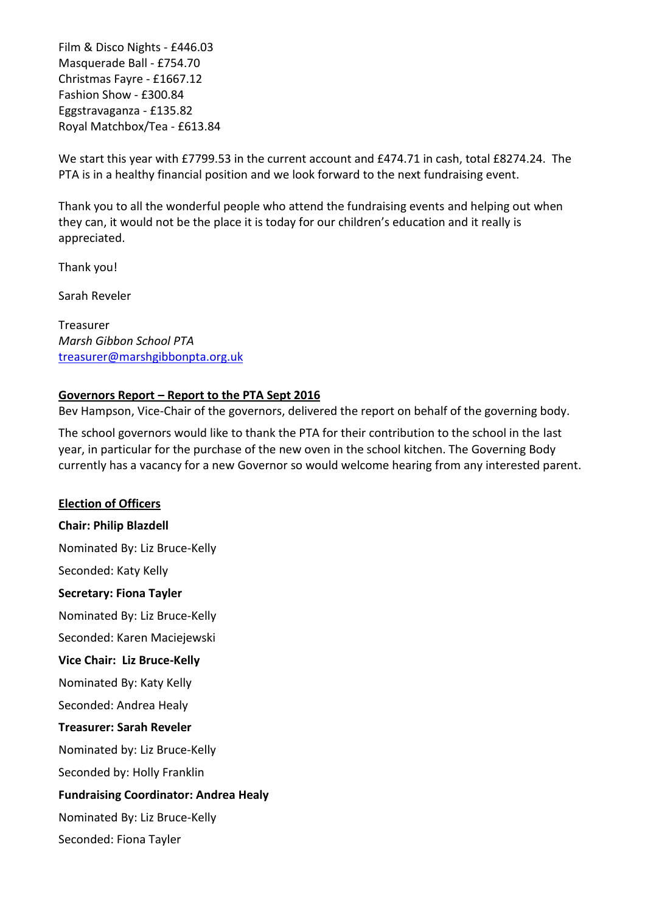Film & Disco Nights - £446.03
Masquerade Ball - £754.70
Christmas Fayre - £1667.12
Fashion Show - £300.84
Eggstravaganza - £135.82
Royal Matchbox/Tea - £613.84

We start this year with £7799.53 in the current account and £474.71 in cash, total £8274.24. The PTA is in a healthy financial position and we look forward to the next fundraising event.

Thank you to all the wonderful people who attend the fundraising events and helping out when they can, it would not be the place it is today for our children's education and it really is appreciated.

Thank you!

Sarah Reveler

Treasurer
*Marsh Gibbon School PTA*
treasurer@marshgibbonpta.org.uk

**Governors Report – Report to the PTA Sept 2016**

Bev Hampson, Vice-Chair of the governors, delivered the report on behalf of the governing body.

The school governors would like to thank the PTA for their contribution to the school in the last year, in particular for the purchase of the new oven in the school kitchen. The Governing Body currently has a vacancy for a new Governor so would welcome hearing from any interested parent.

**Election of Officers**

**Chair: Philip Blazdell**

Nominated By: Liz Bruce-Kelly

Seconded: Katy Kelly

**Secretary: Fiona Tayler**

Nominated By: Liz Bruce-Kelly

Seconded: Karen Maciejewski

**Vice Chair: Liz Bruce-Kelly**

Nominated By: Katy Kelly

Seconded: Andrea Healy

**Treasurer: Sarah Reveler**

Nominated by: Liz Bruce-Kelly

Seconded by: Holly Franklin

**Fundraising Coordinator: Andrea Healy**

Nominated By: Liz Bruce-Kelly

Seconded: Fiona Tayler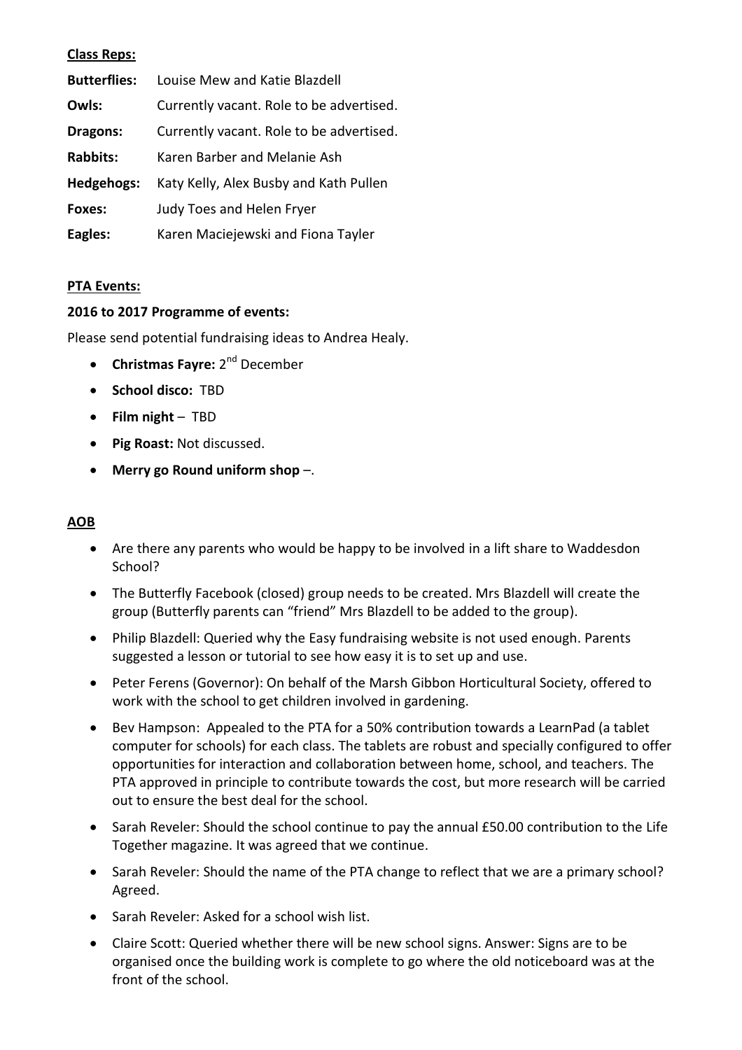**Class Reps:**

| | |
|---|---|
| **Butterflies:** | Louise Mew and Katie Blazdell |
| **Owls:** | Currently vacant. Role to be advertised. |
| **Dragons:** | Currently vacant. Role to be advertised. |
| **Rabbits:** | Karen Barber and Melanie Ash |
| **Hedgehogs:** | Katy Kelly, Alex Busby and Kath Pullen |
| **Foxes:** | Judy Toes and Helen Fryer |
| **Eagles:** | Karen Maciejewski and Fiona Tayler |

**PTA Events:**

**2016 to 2017 Programme of events:**

Please send potential fundraising ideas to Andrea Healy.

- **Christmas Fayre:** 2nd December
- **School disco:** TBD
- **Film night** – TBD
- **Pig Roast:** Not discussed.
- **Merry go Round uniform shop** –.

**AOB**

- Are there any parents who would be happy to be involved in a lift share to Waddesdon School?
- The Butterfly Facebook (closed) group needs to be created. Mrs Blazdell will create the group (Butterfly parents can "friend" Mrs Blazdell to be added to the group).
- Philip Blazdell: Queried why the Easy fundraising website is not used enough. Parents suggested a lesson or tutorial to see how easy it is to set up and use.
- Peter Ferens (Governor): On behalf of the Marsh Gibbon Horticultural Society, offered to work with the school to get children involved in gardening.
- Bev Hampson: Appealed to the PTA for a 50% contribution towards a LearnPad (a tablet computer for schools) for each class. The tablets are robust and specially configured to offer opportunities for interaction and collaboration between home, school, and teachers. The PTA approved in principle to contribute towards the cost, but more research will be carried out to ensure the best deal for the school.
- Sarah Reveler: Should the school continue to pay the annual £50.00 contribution to the Life Together magazine. It was agreed that we continue.
- Sarah Reveler: Should the name of the PTA change to reflect that we are a primary school? Agreed.
- Sarah Reveler: Asked for a school wish list.
- Claire Scott: Queried whether there will be new school signs. Answer: Signs are to be organised once the building work is complete to go where the old noticeboard was at the front of the school.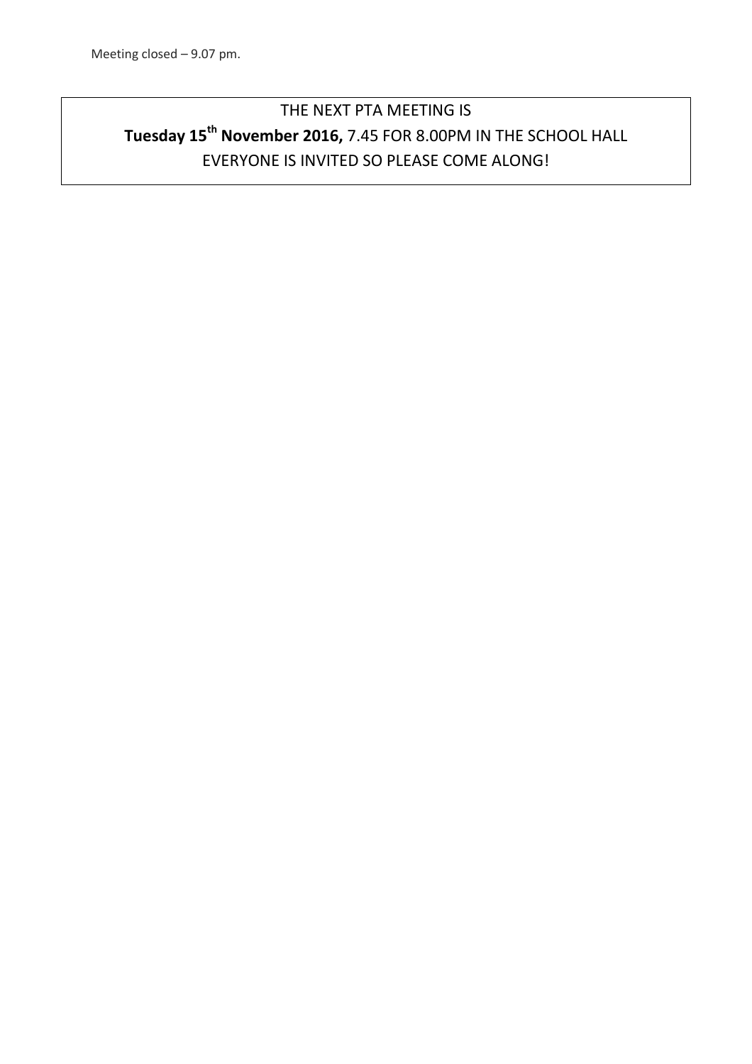Meeting closed – 9.07 pm.

THE NEXT PTA MEETING IS

**Tuesday 15th November 2016,** 7.45 FOR 8.00PM IN THE SCHOOL HALL

EVERYONE IS INVITED SO PLEASE COME ALONG!